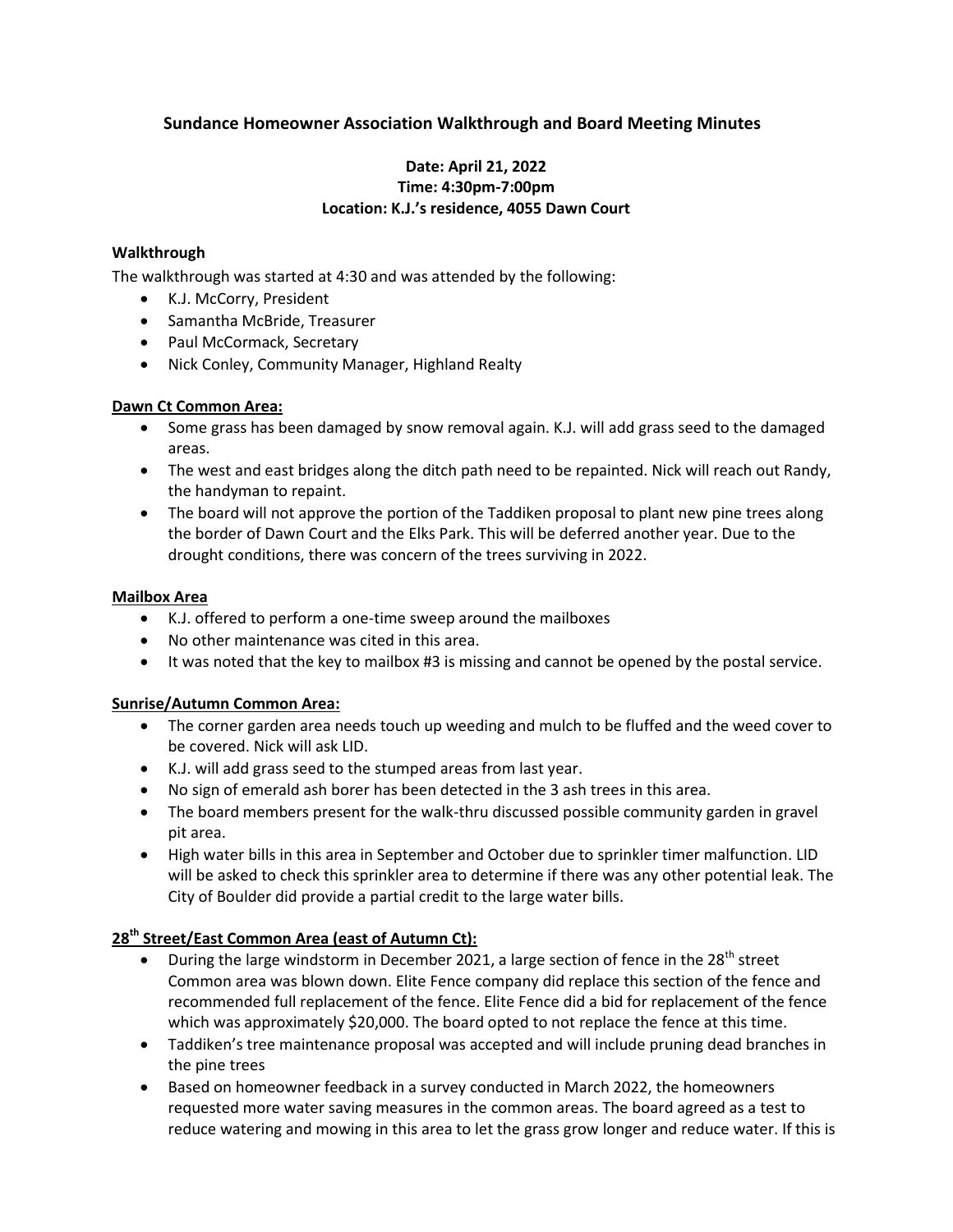# Sundance Homeowner Association Walkthrough and Board Meeting Minutes

**Date: April 21, 2022**
**Time: 4:30pm-7:00pm**
**Location: K.J.'s residence, 4055 Dawn Court**

## Walkthrough

The walkthrough was started at 4:30 and was attended by the following:

- K.J. McCorry, President
- Samantha McBride, Treasurer
- Paul McCormack, Secretary
- Nick Conley, Community Manager, Highland Realty

### Dawn Ct Common Area:

- Some grass has been damaged by snow removal again. K.J. will add grass seed to the damaged areas.
- The west and east bridges along the ditch path need to be repainted. Nick will reach out Randy, the handyman to repaint.
- The board will not approve the portion of the Taddiken proposal to plant new pine trees along the border of Dawn Court and the Elks Park. This will be deferred another year. Due to the drought conditions, there was concern of the trees surviving in 2022.

### Mailbox Area

- K.J. offered to perform a one-time sweep around the mailboxes
- No other maintenance was cited in this area.
- It was noted that the key to mailbox #3 is missing and cannot be opened by the postal service.

### Sunrise/Autumn Common Area:

- The corner garden area needs touch up weeding and mulch to be fluffed and the weed cover to be covered. Nick will ask LID.
- K.J. will add grass seed to the stumped areas from last year.
- No sign of emerald ash borer has been detected in the 3 ash trees in this area.
- The board members present for the walk-thru discussed possible community garden in gravel pit area.
- High water bills in this area in September and October due to sprinkler timer malfunction. LID will be asked to check this sprinkler area to determine if there was any other potential leak. The City of Boulder did provide a partial credit to the large water bills.

### 28th Street/East Common Area (east of Autumn Ct):

- During the large windstorm in December 2021, a large section of fence in the 28th street Common area was blown down. Elite Fence company did replace this section of the fence and recommended full replacement of the fence. Elite Fence did a bid for replacement of the fence which was approximately $20,000. The board opted to not replace the fence at this time.
- Taddiken's tree maintenance proposal was accepted and will include pruning dead branches in the pine trees
- Based on homeowner feedback in a survey conducted in March 2022, the homeowners requested more water saving measures in the common areas. The board agreed as a test to reduce watering and mowing in this area to let the grass grow longer and reduce water. If this is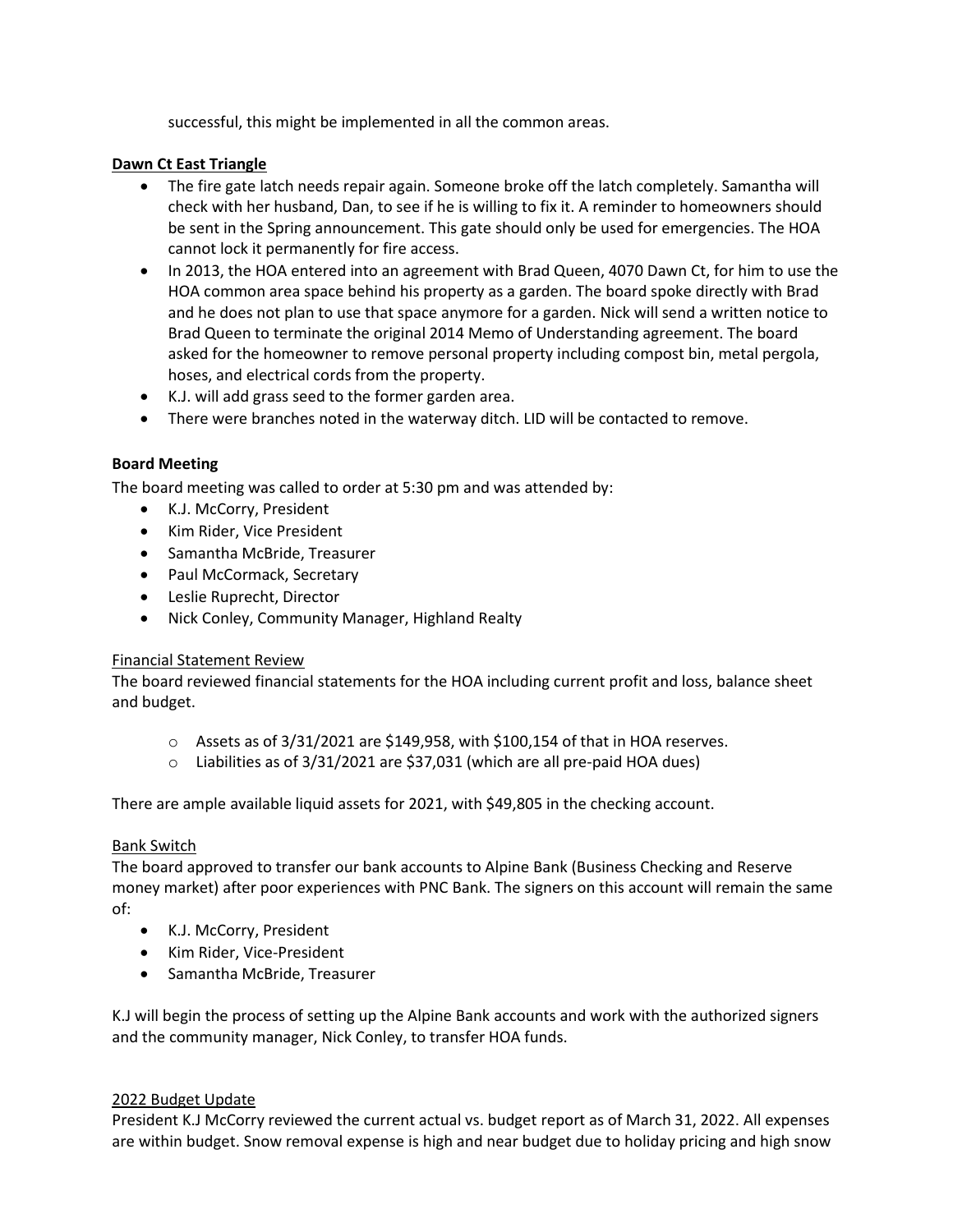successful, this might be implemented in all the common areas.

**Dawn Ct East Triangle**

- The fire gate latch needs repair again. Someone broke off the latch completely. Samantha will check with her husband, Dan, to see if he is willing to fix it. A reminder to homeowners should be sent in the Spring announcement. This gate should only be used for emergencies. The HOA cannot lock it permanently for fire access.
- In 2013, the HOA entered into an agreement with Brad Queen, 4070 Dawn Ct, for him to use the HOA common area space behind his property as a garden. The board spoke directly with Brad and he does not plan to use that space anymore for a garden. Nick will send a written notice to Brad Queen to terminate the original 2014 Memo of Understanding agreement. The board asked for the homeowner to remove personal property including compost bin, metal pergola, hoses, and electrical cords from the property.
- K.J. will add grass seed to the former garden area.
- There were branches noted in the waterway ditch. LID will be contacted to remove.

## Board Meeting

The board meeting was called to order at 5:30 pm and was attended by:

- K.J. McCorry, President
- Kim Rider, Vice President
- Samantha McBride, Treasurer
- Paul McCormack, Secretary
- Leslie Ruprecht, Director
- Nick Conley, Community Manager, Highland Realty

### Financial Statement Review

The board reviewed financial statements for the HOA including current profit and loss, balance sheet and budget.

- Assets as of 3/31/2021 are $149,958, with $100,154 of that in HOA reserves.
- Liabilities as of 3/31/2021 are $37,031 (which are all pre-paid HOA dues)

There are ample available liquid assets for 2021, with $49,805 in the checking account.

### Bank Switch

The board approved to transfer our bank accounts to Alpine Bank (Business Checking and Reserve money market) after poor experiences with PNC Bank. The signers on this account will remain the same of:

- K.J. McCorry, President
- Kim Rider, Vice-President
- Samantha McBride, Treasurer

K.J will begin the process of setting up the Alpine Bank accounts and work with the authorized signers and the community manager, Nick Conley, to transfer HOA funds.

### 2022 Budget Update

President K.J McCorry reviewed the current actual vs. budget report as of March 31, 2022. All expenses are within budget. Snow removal expense is high and near budget due to holiday pricing and high snow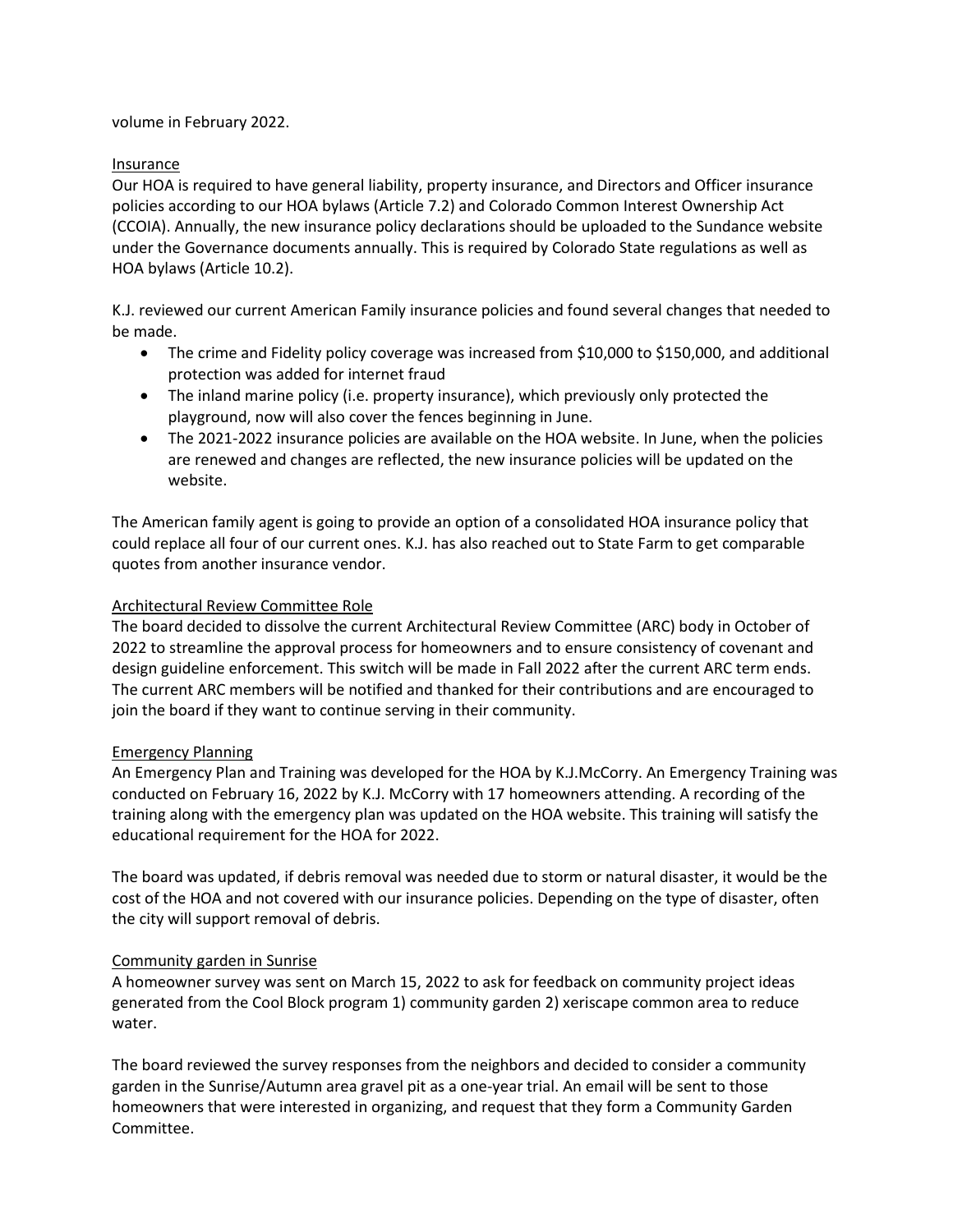volume in February 2022.

## Insurance

Our HOA is required to have general liability, property insurance, and Directors and Officer insurance policies according to our HOA bylaws (Article 7.2) and Colorado Common Interest Ownership Act (CCOIA). Annually, the new insurance policy declarations should be uploaded to the Sundance website under the Governance documents annually. This is required by Colorado State regulations as well as HOA bylaws (Article 10.2).

K.J. reviewed our current American Family insurance policies and found several changes that needed to be made.

- The crime and Fidelity policy coverage was increased from $10,000 to $150,000, and additional protection was added for internet fraud
- The inland marine policy (i.e. property insurance), which previously only protected the playground, now will also cover the fences beginning in June.
- The 2021-2022 insurance policies are available on the HOA website. In June, when the policies are renewed and changes are reflected, the new insurance policies will be updated on the website.

The American family agent is going to provide an option of a consolidated HOA insurance policy that could replace all four of our current ones. K.J. has also reached out to State Farm to get comparable quotes from another insurance vendor.

## Architectural Review Committee Role

The board decided to dissolve the current Architectural Review Committee (ARC) body in October of 2022 to streamline the approval process for homeowners and to ensure consistency of covenant and design guideline enforcement. This switch will be made in Fall 2022 after the current ARC term ends. The current ARC members will be notified and thanked for their contributions and are encouraged to join the board if they want to continue serving in their community.

## Emergency Planning

An Emergency Plan and Training was developed for the HOA by K.J.McCorry. An Emergency Training was conducted on February 16, 2022 by K.J. McCorry with 17 homeowners attending. A recording of the training along with the emergency plan was updated on the HOA website. This training will satisfy the educational requirement for the HOA for 2022.

The board was updated, if debris removal was needed due to storm or natural disaster, it would be the cost of the HOA and not covered with our insurance policies. Depending on the type of disaster, often the city will support removal of debris.

## Community garden in Sunrise

A homeowner survey was sent on March 15, 2022 to ask for feedback on community project ideas generated from the Cool Block program 1) community garden 2) xeriscape common area to reduce water.

The board reviewed the survey responses from the neighbors and decided to consider a community garden in the Sunrise/Autumn area gravel pit as a one-year trial. An email will be sent to those homeowners that were interested in organizing, and request that they form a Community Garden Committee.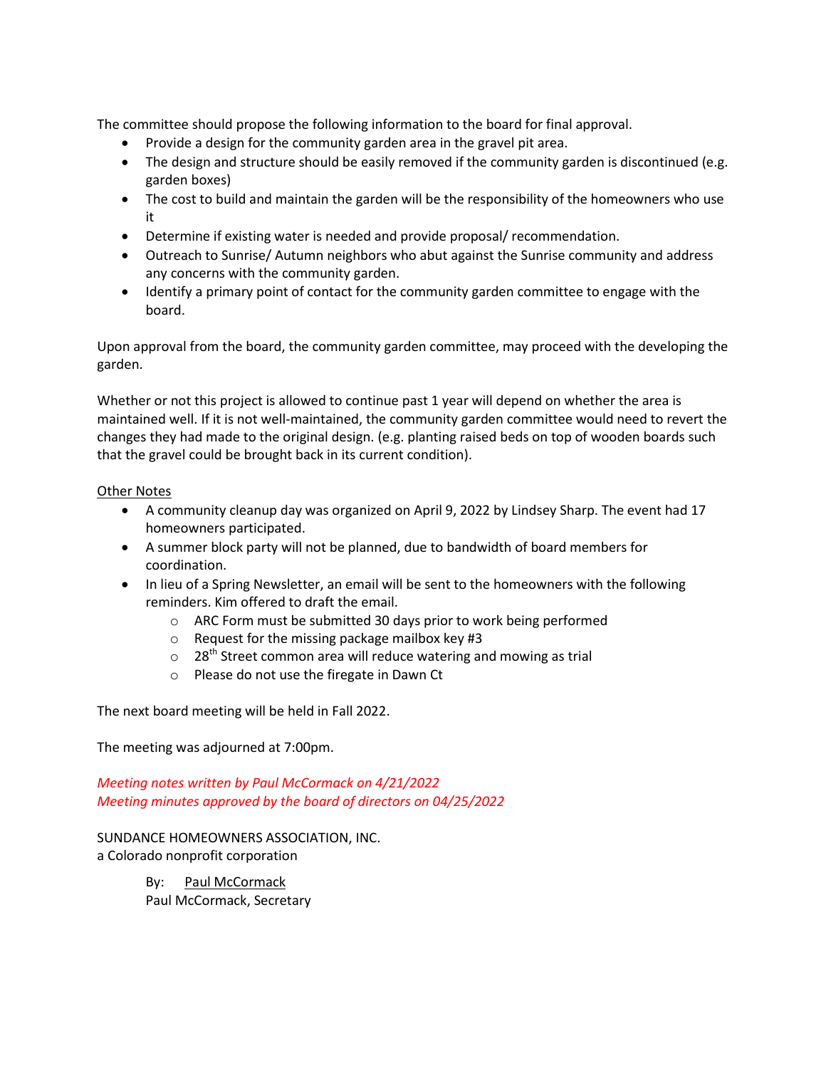The committee should propose the following information to the board for final approval.

- Provide a design for the community garden area in the gravel pit area.
- The design and structure should be easily removed if the community garden is discontinued (e.g. garden boxes)
- The cost to build and maintain the garden will be the responsibility of the homeowners who use it
- Determine if existing water is needed and provide proposal/ recommendation.
- Outreach to Sunrise/ Autumn neighbors who abut against the Sunrise community and address any concerns with the community garden.
- Identify a primary point of contact for the community garden committee to engage with the board.

Upon approval from the board, the community garden committee, may proceed with the developing the garden.

Whether or not this project is allowed to continue past 1 year will depend on whether the area is maintained well. If it is not well-maintained, the community garden committee would need to revert the changes they had made to the original design. (e.g. planting raised beds on top of wooden boards such that the gravel could be brought back in its current condition).

<u>Other Notes</u>

- A community cleanup day was organized on April 9, 2022 by Lindsey Sharp. The event had 17 homeowners participated.
- A summer block party will not be planned, due to bandwidth of board members for coordination.
- In lieu of a Spring Newsletter, an email will be sent to the homeowners with the following reminders. Kim offered to draft the email.
  - ARC Form must be submitted 30 days prior to work being performed
  - Request for the missing package mailbox key #3
  - 28th Street common area will reduce watering and mowing as trial
  - Please do not use the firegate in Dawn Ct

The next board meeting will be held in Fall 2022.

The meeting was adjourned at 7:00pm.

*Meeting notes written by Paul McCormack on 4/21/2022*
*Meeting minutes approved by the board of directors on 04/25/2022*

SUNDANCE HOMEOWNERS ASSOCIATION, INC.
a Colorado nonprofit corporation

By: <u>Paul McCormack</u>
Paul McCormack, Secretary